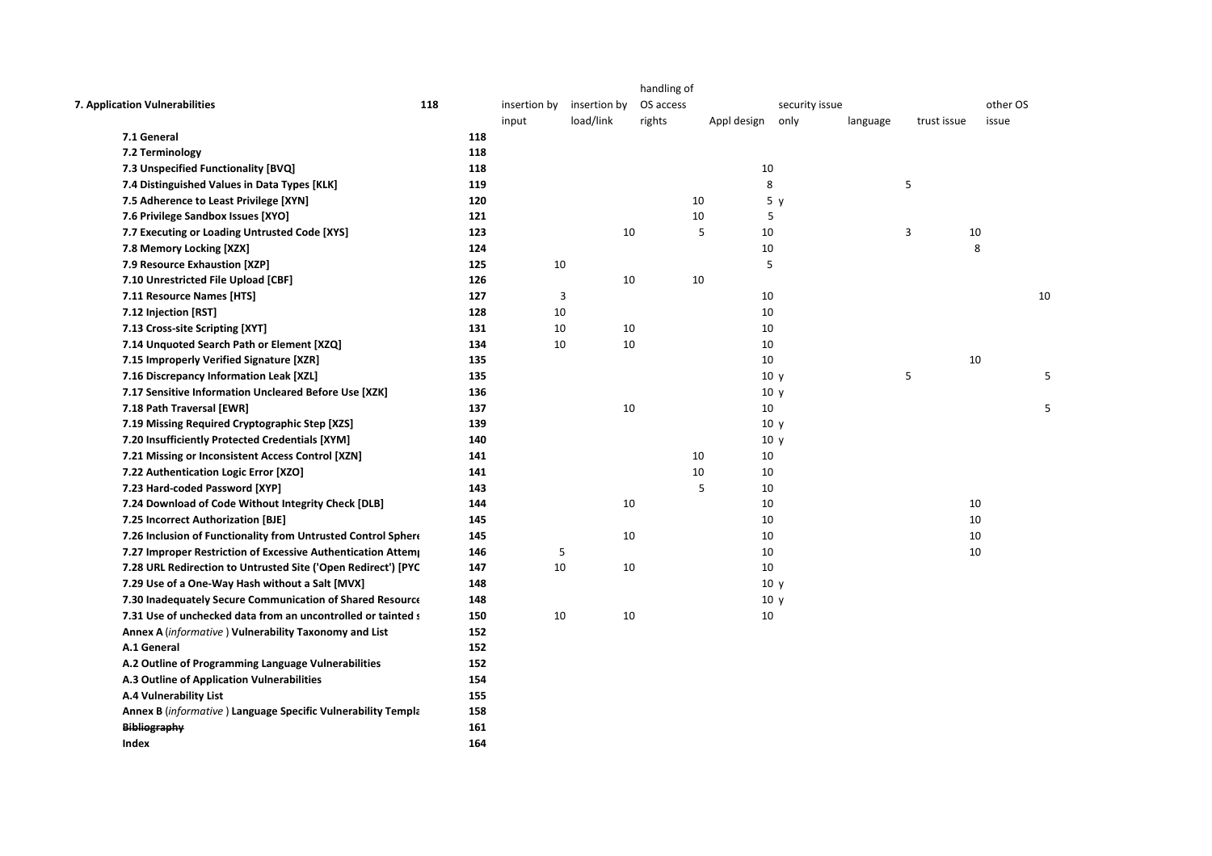| | | insertion by input | insertion by load/link | handling of OS access rights | Appl design | security issue only | language | trust issue | other OS issue |
|---|---|---|---|---|---|---|---|---|---|
| **7. Application Vulnerabilities** | **118** | | | | | | | | |
| **7.1 General** | **118** | | | | | | | | |
| **7.2 Terminology** | **118** | | | | | | | | |
| **7.3 Unspecified Functionality [BVQ]** | **118** | | | | 10 | | | | |
| **7.4 Distinguished Values in Data Types [KLK]** | **119** | | | | 8 | | 5 | | |
| **7.5 Adherence to Least Privilege [XYN]** | **120** | | | 10 | 5 | y | | | |
| **7.6 Privilege Sandbox Issues [XYO]** | **121** | | | 10 | 5 | | | | |
| **7.7 Executing or Loading Untrusted Code [XYS]** | **123** | | 10 | 5 | 10 | | 3 | 10 | |
| **7.8 Memory Locking [XZX]** | **124** | | | | 10 | | | 8 | |
| **7.9 Resource Exhaustion [XZP]** | **125** | 10 | | | 5 | | | | |
| **7.10 Unrestricted File Upload [CBF]** | **126** | | 10 | 10 | | | | | |
| **7.11 Resource Names [HTS]** | **127** | 3 | | | 10 | | | | 10 |
| **7.12 Injection [RST]** | **128** | 10 | | | 10 | | | | |
| **7.13 Cross-site Scripting [XYT]** | **131** | 10 | 10 | | 10 | | | | |
| **7.14 Unquoted Search Path or Element [XZQ]** | **134** | 10 | 10 | | 10 | | | | |
| **7.15 Improperly Verified Signature [XZR]** | **135** | | | | 10 | | | 10 | |
| **7.16 Discrepancy Information Leak [XZL]** | **135** | | | | 10 | y | 5 | | 5 |
| **7.17 Sensitive Information Uncleared Before Use [XZK]** | **136** | | | | 10 | y | | | |
| **7.18 Path Traversal [EWR]** | **137** | | 10 | | 10 | | | | 5 |
| **7.19 Missing Required Cryptographic Step [XZS]** | **139** | | | | 10 | y | | | |
| **7.20 Insufficiently Protected Credentials [XYM]** | **140** | | | | 10 | y | | | |
| **7.21 Missing or Inconsistent Access Control [XZN]** | **141** | | | 10 | 10 | | | | |
| **7.22 Authentication Logic Error [XZO]** | **141** | | | 10 | 10 | | | | |
| **7.23 Hard-coded Password [XYP]** | **143** | | | 5 | 10 | | | | |
| **7.24 Download of Code Without Integrity Check [DLB]** | **144** | | 10 | | 10 | | | 10 | |
| **7.25 Incorrect Authorization [BJE]** | **145** | | | | 10 | | | 10 | |
| **7.26 Inclusion of Functionality from Untrusted Control Sphere** | **145** | | 10 | | 10 | | | 10 | |
| **7.27 Improper Restriction of Excessive Authentication Attemp** | **146** | 5 | | | 10 | | | 10 | |
| **7.28 URL Redirection to Untrusted Site ('Open Redirect') [PYC** | **147** | 10 | 10 | | 10 | | | | |
| **7.29 Use of a One-Way Hash without a Salt [MVX]** | **148** | | | | 10 | y | | | |
| **7.30 Inadequately Secure Communication of Shared Resource** | **148** | | | | 10 | y | | | |
| **7.31 Use of unchecked data from an uncontrolled or tainted s** | **150** | 10 | 10 | | 10 | | | | |
| **Annex A** (*informative*) **Vulnerability Taxonomy and List** | **152** | | | | | | | | |
| **A.1 General** | **152** | | | | | | | | |
| **A.2 Outline of Programming Language Vulnerabilities** | **152** | | | | | | | | |
| **A.3 Outline of Application Vulnerabilities** | **154** | | | | | | | | |
| **A.4 Vulnerability List** | **155** | | | | | | | | |
| **Annex B** (*informative*) **Language Specific Vulnerability Templa** | **158** | | | | | | | | |
| ~~**Bibliography**~~ | **161** | | | | | | | | |
| **Index** | **164** | | | | | | | | |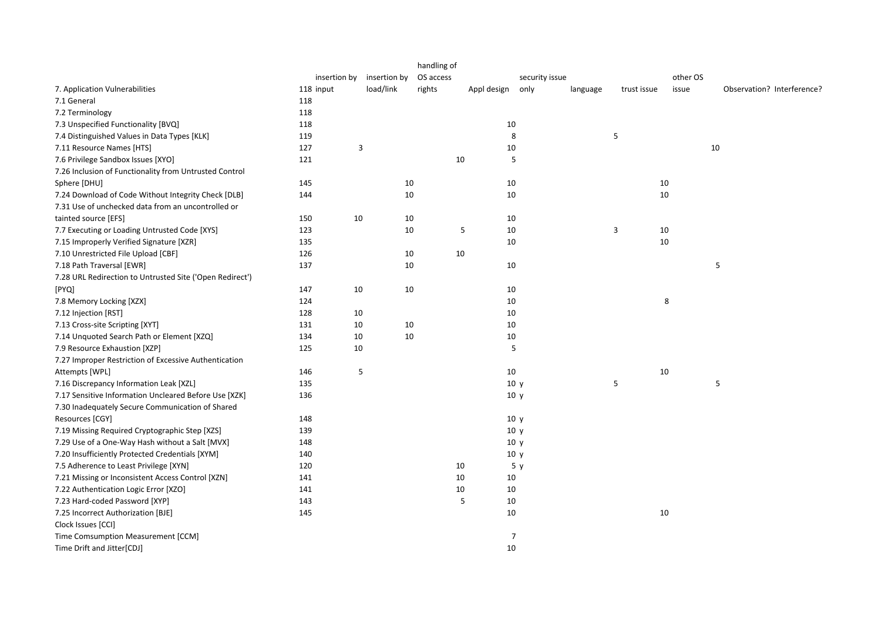| 7. Application Vulnerabilities | 118 | insertion by input | insertion by load/link | handling of OS access rights | Appl design | security issue only | language | trust issue | other OS issue | Observation? | Interference? |
|---|---|---|---|---|---|---|---|---|---|---|---|
| 7.1 General | 118 | | | | | | | | | | |
| 7.2 Terminology | 118 | | | | | | | | | | |
| 7.3 Unspecified Functionality [BVQ] | 118 | | | | 10 | | | | | | |
| 7.4 Distinguished Values in Data Types [KLK] | 119 | | | | 8 | | 5 | | | | |
| 7.11 Resource Names [HTS] | 127 | 3 | | | 10 | | | | 10 | | |
| 7.6 Privilege Sandbox Issues [XYO] | 121 | | | 10 | 5 | | | | | | |
| 7.26 Inclusion of Functionality from Untrusted Control Sphere [DHU] | 145 | | 10 | | 10 | | | 10 | | | |
| 7.24 Download of Code Without Integrity Check [DLB] | 144 | | 10 | | 10 | | | 10 | | | |
| 7.31 Use of unchecked data from an uncontrolled or tainted source [EFS] | 150 | 10 | 10 | | 10 | | | | | | |
| 7.7 Executing or Loading Untrusted Code [XYS] | 123 | | 10 | 5 | 10 | | 3 | 10 | | | |
| 7.15 Improperly Verified Signature [XZR] | 135 | | | | 10 | | | 10 | | | |
| 7.10 Unrestricted File Upload [CBF] | 126 | | 10 | 10 | | | | | | | |
| 7.18 Path Traversal [EWR] | 137 | | 10 | | 10 | | | | 5 | | |
| 7.28 URL Redirection to Untrusted Site ('Open Redirect') [PYQ] | 147 | 10 | 10 | | 10 | | | | | | |
| 7.8 Memory Locking [XZX] | 124 | | | | 10 | | | 8 | | | |
| 7.12 Injection [RST] | 128 | 10 | | | 10 | | | | | | |
| 7.13 Cross-site Scripting [XYT] | 131 | 10 | 10 | | 10 | | | | | | |
| 7.14 Unquoted Search Path or Element [XZQ] | 134 | 10 | 10 | | 10 | | | | | | |
| 7.9 Resource Exhaustion [XZP] | 125 | 10 | | | 5 | | | | | | |
| 7.27 Improper Restriction of Excessive Authentication Attempts [WPL] | 146 | 5 | | | 10 | | | 10 | | | |
| 7.16 Discrepancy Information Leak [XZL] | 135 | | | | 10 | y | 5 | | 5 | | |
| 7.17 Sensitive Information Uncleared Before Use [XZK] | 136 | | | | 10 | y | | | | | |
| 7.30 Inadequately Secure Communication of Shared Resources [CGY] | 148 | | | | 10 | y | | | | | |
| 7.19 Missing Required Cryptographic Step [XZS] | 139 | | | | 10 | y | | | | | |
| 7.29 Use of a One-Way Hash without a Salt [MVX] | 148 | | | | 10 | y | | | | | |
| 7.20 Insufficiently Protected Credentials [XYM] | 140 | | | | 10 | y | | | | | |
| 7.5 Adherence to Least Privilege [XYN] | 120 | | | 10 | 5 | y | | | | | |
| 7.21 Missing or Inconsistent Access Control [XZN] | 141 | | | 10 | 10 | | | | | | |
| 7.22 Authentication Logic Error [XZO] | 141 | | | 10 | 10 | | | | | | |
| 7.23 Hard-coded Password [XYP] | 143 | | | 5 | 10 | | | | | | |
| 7.25 Incorrect Authorization [BJE] | 145 | | | | 10 | | | 10 | | | |
| Clock Issues [CCI] | | | | | | | | | | | |
| Time Comsumption Measurement [CCM] | | | | | 7 | | | | | | |
| Time Drift and Jitter[CDJ] | | | | | 10 | | | | | | |